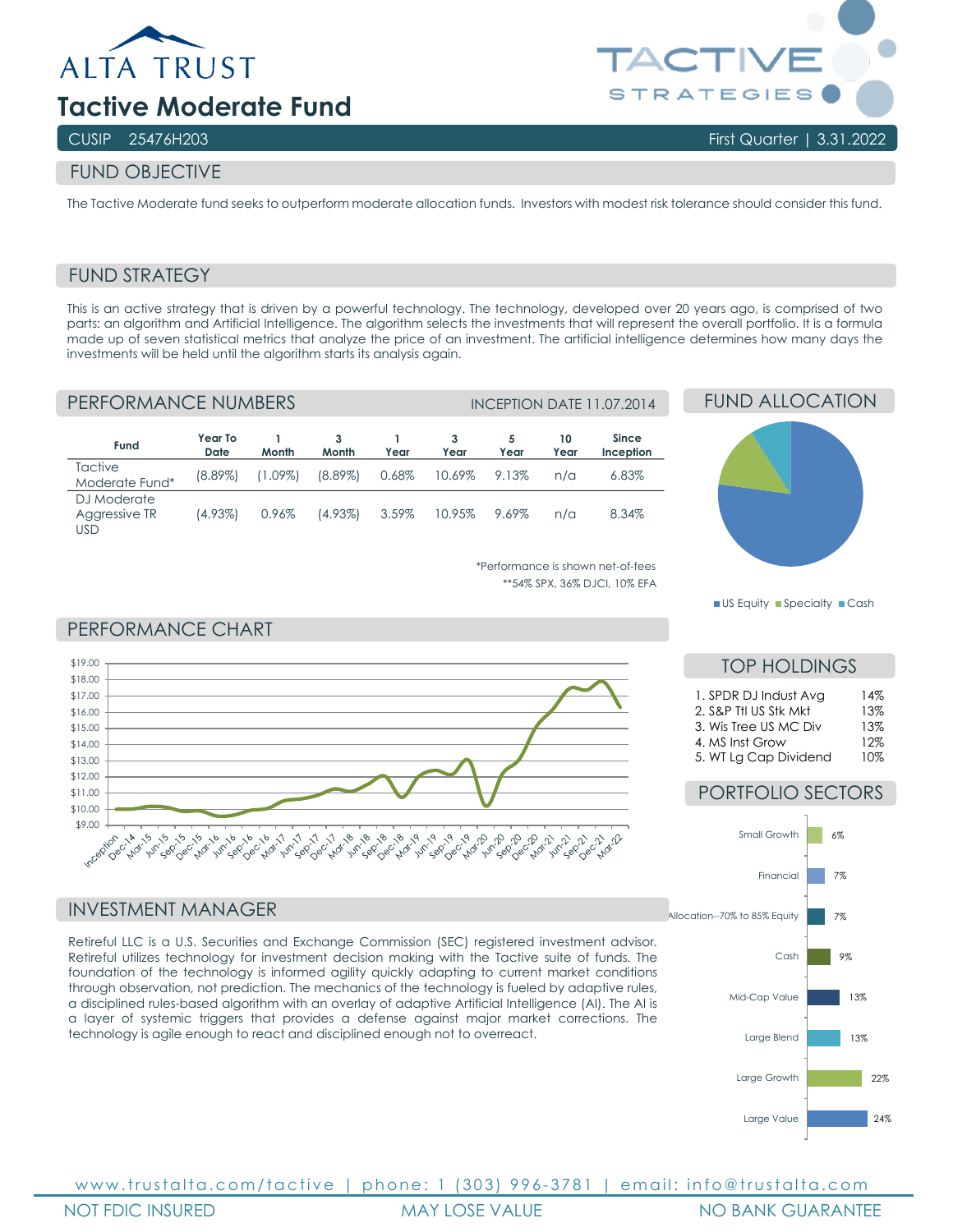# ALTA TRUST

# Tactive Moderate Fund

TACTIVE STRATEGIES

CUSIP 25476H203 | First Quarter | 3.31.2022

## FUND OBJECTIVE

The Tactive Moderate fund seeks to outperform moderate allocation funds. Investors with modest risk tolerance should consider this fund.

## FUND STRATEGY

This is an active strategy that is driven by a powerful technology. The technology, developed over 20 years ago, is comprised of two parts: an algorithm and Artificial Intelligence. The algorithm selects the investments that will represent the overall portfolio. It is a formula made up of seven statistical metrics that analyze the price of an investment. The artificial intelligence determines how many days the investments will be held until the algorithm starts its analysis again.

## PERFORMANCE NUMBERS

INCEPTION DATE 11.07.2014

| Fund | Year To Date | 1 Month | 3 Month | 1 Year | 3 Year | 5 Year | 10 Year | Since Inception |
|---|---|---|---|---|---|---|---|---|
| Tactive Moderate Fund* | (8.89%) | (1.09%) | (8.89%) | 0.68% | 10.69% | 9.13% | n/a | 6.83% |
| DJ Moderate Aggressive TR USD | (4.93%) | 0.96% | (4.93%) | 3.59% | 10.95% | 9.69% | n/a | 8.34% |

*Performance is shown net-of-fees

**54% SPX, 36% DJCI, 10% EFA

## FUND ALLOCATION

US Equity | Specialty | Cash

## PERFORMANCE CHART

## TOP HOLDINGS

1. SPDR DJ Indust Avg 14%
2. S&P Ttl US Stk Mkt 13%
3. Wis Tree US MC Div 13%
4. MS Inst Grow 12%
5. WT Lg Cap Dividend 10%

## PORTFOLIO SECTORS

| Sector | Weight |
|---|---|
| Small Growth | 6% |
| Financial | 7% |
| Allocation--70% to 85% Equity | 7% |
| Cash | 9% |
| Mid-Cap Value | 13% |
| Large Blend | 13% |
| Large Growth | 22% |
| Large Value | 24% |

## INVESTMENT MANAGER

Retireful LLC is a U.S. Securities and Exchange Commission (SEC) registered investment advisor. Retireful utilizes technology for investment decision making with the Tactive suite of funds. The foundation of the technology is informed agility quickly adapting to current market conditions through observation, not prediction. The mechanics of the technology is fueled by adaptive rules, a disciplined rules-based algorithm with an overlay of adaptive Artificial Intelligence (AI). The AI is a layer of systemic triggers that provides a defense against major market corrections. The technology is agile enough to react and disciplined enough not to overreact.

www.trustalta.com/tactive | phone: 1 (303) 996-3781 | email: info@trustalta.com

NOT FDIC INSURED | MAY LOSE VALUE | NO BANK GUARANTEE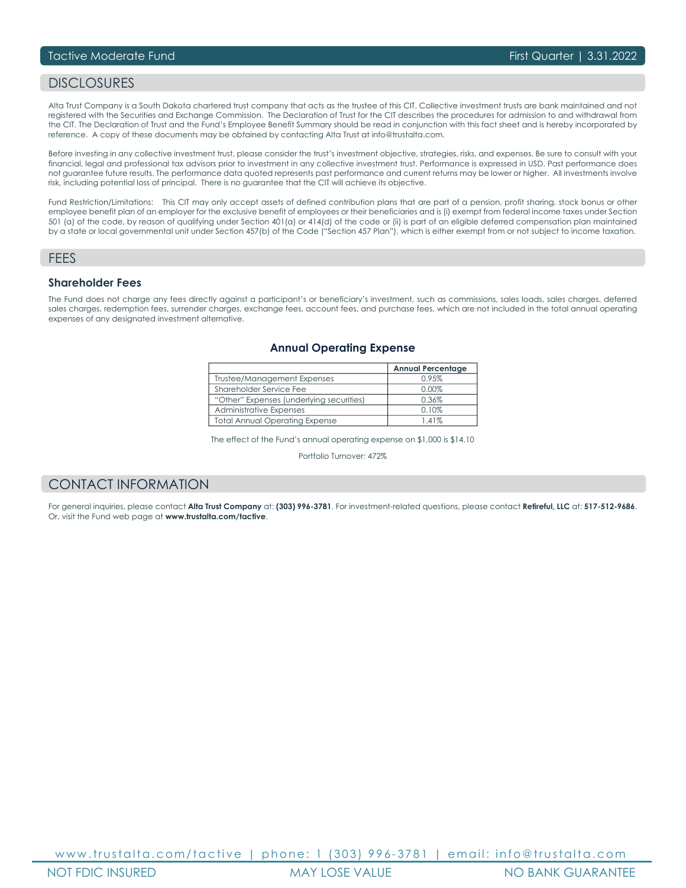## DISCLOSURES

Alta Trust Company is a South Dakota chartered trust company that acts as the trustee of this CIT. Collective investment trusts are bank maintained and not registered with the Securities and Exchange Commission. The Declaration of Trust for the CIT describes the procedures for admission to and withdrawal from the CIT. The Declaration of Trust and the Fund's Employee Benefit Summary should be read in conjunction with this fact sheet and is hereby incorporated by reference. A copy of these documents may be obtained by contacting Alta Trust at info@trustalta.com.

Before investing in any collective investment trust, please consider the trust's investment objective, strategies, risks, and expenses. Be sure to consult with your financial, legal and professional tax advisors prior to investment in any collective investment trust. Performance is expressed in USD. Past performance does not guarantee future results. The performance data quoted represents past performance and current returns may be lower or higher. All investments involve risk, including potential loss of principal. There is no guarantee that the CIT will achieve its objective.

Fund Restriction/Limitations: This CIT may only accept assets of defined contribution plans that are part of a pension, profit sharing, stock bonus or other employee benefit plan of an employer for the exclusive benefit of employees or their beneficiaries and is (i) exempt from federal income taxes under Section 501 (a) of the code, by reason of qualifying under Section 401(a) or 414(d) of the code or (ii) is part of an eligible deferred compensation plan maintained by a state or local governmental unit under Section 457(b) of the Code ("Section 457 Plan"), which is either exempt from or not subject to income taxation.

## FEES

### Shareholder Fees

The Fund does not charge any fees directly against a participant's or beneficiary's investment, such as commissions, sales loads, sales charges, deferred sales charges, redemption fees, surrender charges, exchange fees, account fees, and purchase fees, which are not included in the total annual operating expenses of any designated investment alternative.

### Annual Operating Expense

| | Annual Percentage |
|---|---|
| Trustee/Management Expenses | 0.95% |
| Shareholder Service Fee | 0.00% |
| "Other" Expenses (underlying securities) | 0.36% |
| Administrative Expenses | 0.10% |
| Total Annual Operating Expense | 1.41% |

The effect of the Fund's annual operating expense on $1,000 is $14.10

Portfolio Turnover: 472%

## CONTACT INFORMATION

For general inquiries, please contact **Alta Trust Company** at: **(303) 996-3781**. For investment-related questions, please contact **Retireful, LLC** at: **517-512-9686**. Or, visit the Fund web page at **www.trustalta.com/tactive**.

www.trustalta.com/tactive | phone: 1 (303) 996-3781 | email: info@trustalta.com

NOT FDIC INSURED MAY LOSE VALUE NO BANK GUARANTEE